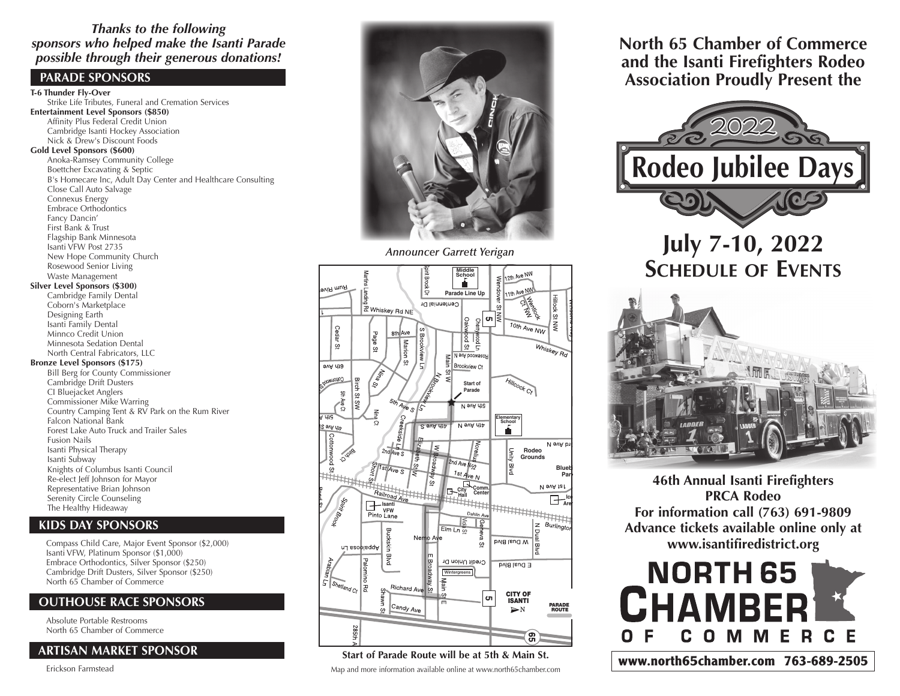***Thanks to the following sponsors who helped make the Isanti Parade possible through their generous donations!***

## PARADE SPONSORS

**T-6 Thunder Fly-Over**
- Strike Life Tributes, Funeral and Cremation Services

**Entertainment Level Sponsors ($850)**
- Affinity Plus Federal Credit Union
- Cambridge Isanti Hockey Association
- Nick & Drew's Discount Foods

**Gold Level Sponsors ($600)**
- Anoka-Ramsey Community College
- Boettcher Excavating & Septic
- B's Homecare Inc, Adult Day Center and Healthcare Consulting
- Close Call Auto Salvage
- Connexus Energy
- Embrace Orthodontics
- Fancy Dancin'
- First Bank & Trust
- Flagship Bank Minnesota
- Isanti VFW Post 2735
- New Hope Community Church
- Rosewood Senior Living
- Waste Management

**Silver Level Sponsors ($300)**
- Cambridge Family Dental
- Coborn's Marketplace
- Designing Earth
- Isanti Family Dental
- Minnco Credit Union
- Minnesota Sedation Dental
- North Central Fabricators, LLC

**Bronze Level Sponsors ($175)**
- Bill Berg for County Commissioner
- Cambridge Drift Dusters
- CI Bluejacket Anglers
- Commissioner Mike Warring
- Country Camping Tent & RV Park on the Rum River
- Falcon National Bank
- Forest Lake Auto Truck and Trailer Sales
- Fusion Nails
- Isanti Physical Therapy
- Isanti Subway
- Knights of Columbus Isanti Council
- Re-elect Jeff Johnson for Mayor
- Representative Brian Johnson
- Serenity Circle Counseling
- The Healthy Hideaway

## KIDS DAY SPONSORS

- Compass Child Care, Major Event Sponsor ($2,000)
- Isanti VFW, Platinum Sponsor ($1,000)
- Embrace Orthodontics, Silver Sponsor ($250)
- Cambridge Drift Dusters, Silver Sponsor ($250)
- North 65 Chamber of Commerce

## OUTHOUSE RACE SPONSORS

- Absolute Portable Restrooms
- North 65 Chamber of Commerce

## ARTISAN MARKET SPONSOR

- Erickson Farmstead

*Announcer Garrett Yerigan*

**Start of Parade Route will be at 5th & Main St.**

Map and more information available online at www.north65chamber.com

## North 65 Chamber of Commerce and the Isanti Firefighters Rodeo Association Proudly Present the

# 2022 Rodeo Jubilee Days

## July 7-10, 2022
## SCHEDULE OF EVENTS

**46th Annual Isanti Firefighters PRCA Rodeo**
**For information call (763) 691-9809**
**Advance tickets available online only at www.isantifiredistrict.org**

**NORTH 65 CHAMBER OF COMMERCE**

**www.north65chamber.com 763-689-2505**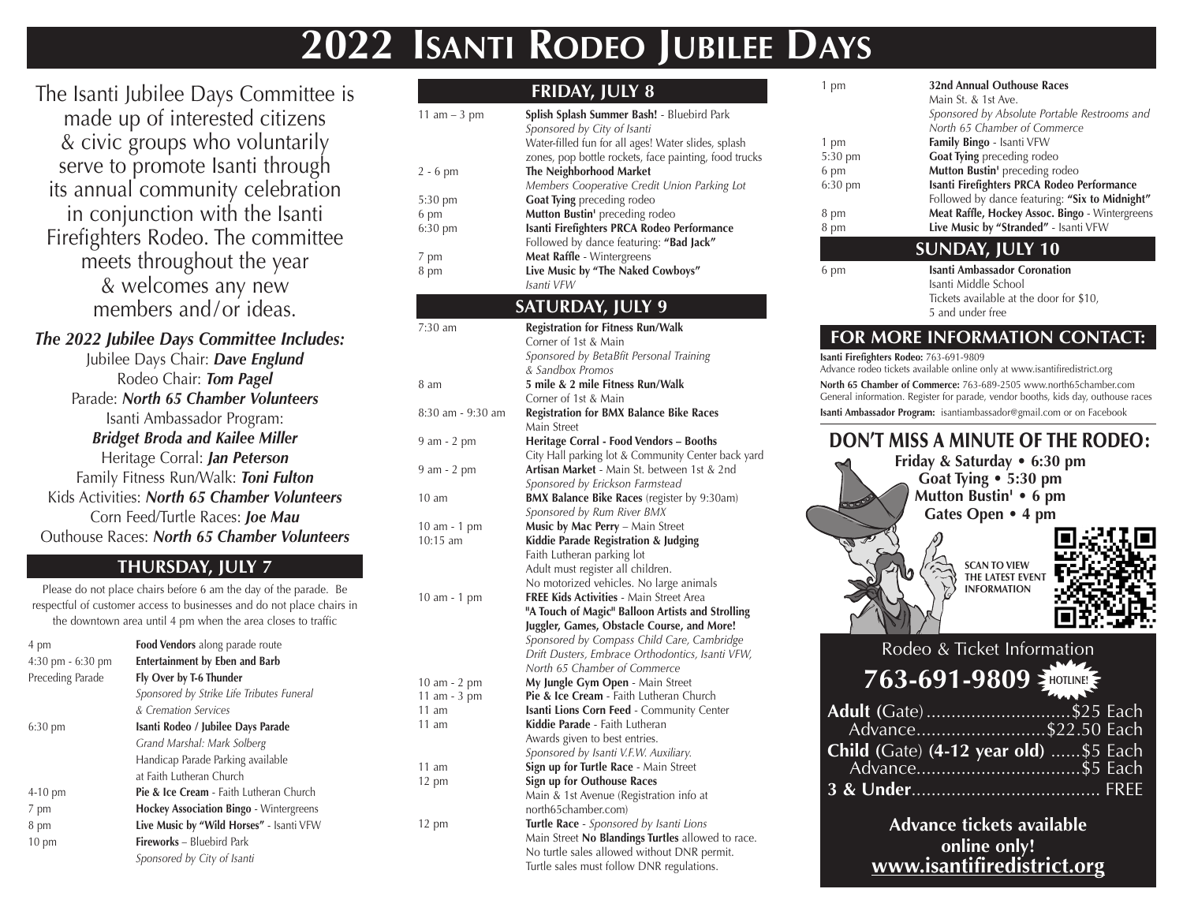# 2022 Isanti Rodeo Jubilee Days

The Isanti Jubilee Days Committee is made up of interested citizens & civic groups who voluntarily serve to promote Isanti through its annual community celebration in conjunction with the Isanti Firefighters Rodeo. The committee meets throughout the year & welcomes any new members and/or ideas.

***The 2022 Jubilee Days Committee Includes:***

Jubilee Days Chair: ***Dave Englund***
Rodeo Chair: ***Tom Pagel***
Parade: ***North 65 Chamber Volunteers***
Isanti Ambassador Program: ***Bridget Broda and Kailee Miller***
Heritage Corral: ***Jan Peterson***
Family Fitness Run/Walk: ***Toni Fulton***
Kids Activities: ***North 65 Chamber Volunteers***
Corn Feed/Turtle Races: ***Joe Mau***
Outhouse Races: ***North 65 Chamber Volunteers***

## THURSDAY, JULY 7

Please do not place chairs before 6 am the day of the parade. Be respectful of customer access to businesses and do not place chairs in the downtown area until 4 pm when the area closes to traffic

| | |
|---|---|
| 4 pm | **Food Vendors** along parade route |
| 4:30 pm - 6:30 pm | **Entertainment by Eben and Barb** |
| Preceding Parade | **Fly Over by T-6 Thunder** *Sponsored by Strike Life Tributes Funeral & Cremation Services* |
| 6:30 pm | **Isanti Rodeo / Jubilee Days Parade** *Grand Marshal: Mark Solberg* Handicap Parade Parking available at Faith Lutheran Church |
| 4-10 pm | **Pie & Ice Cream** - Faith Lutheran Church |
| 7 pm | **Hockey Association Bingo** - Wintergreens |
| 8 pm | **Live Music by "Wild Horses"** - Isanti VFW |
| 10 pm | **Fireworks** – Bluebird Park *Sponsored by City of Isanti* |

## FRIDAY, JULY 8

| | |
|---|---|
| 11 am – 3 pm | **Splish Splash Summer Bash!** - Bluebird Park *Sponsored by City of Isanti* Water-filled fun for all ages! Water slides, splash zones, pop bottle rockets, face painting, food trucks |
| 2 - 6 pm | **The Neighborhood Market** *Members Cooperative Credit Union Parking Lot* |
| 5:30 pm | **Goat Tying** preceding rodeo |
| 6 pm | **Mutton Bustin'** preceding rodeo |
| 6:30 pm | **Isanti Firefighters PRCA Rodeo Performance** Followed by dance featuring: **"Bad Jack"** |
| 7 pm | **Meat Raffle** - Wintergreens |
| 8 pm | **Live Music by "The Naked Cowboys"** *Isanti VFW* |

## SATURDAY, JULY 9

| | |
|---|---|
| 7:30 am | **Registration for Fitness Run/Walk** Corner of 1st & Main *Sponsored by BetaBfit Personal Training & Sandbox Promos* |
| 8 am | **5 mile & 2 mile Fitness Run/Walk** Corner of 1st & Main |
| 8:30 am - 9:30 am | **Registration for BMX Balance Bike Races** Main Street |
| 9 am - 2 pm | **Heritage Corral - Food Vendors – Booths** City Hall parking lot & Community Center back yard |
| 9 am - 2 pm | **Artisan Market** - Main St. between 1st & 2nd *Sponsored by Erickson Farmstead* |
| 10 am | **BMX Balance Bike Races** (register by 9:30am) *Sponsored by Rum River BMX* |
| 10 am - 1 pm | **Music by Mac Perry** – Main Street |
| 10:15 am | **Kiddie Parade Registration & Judging** Faith Lutheran parking lot Adult must register all children. No motorized vehicles. No large animals |
| 10 am - 1 pm | **FREE Kids Activities** - Main Street Area **"A Touch of Magic" Balloon Artists and Strolling Juggler, Games, Obstacle Course, and More!** *Sponsored by Compass Child Care, Cambridge Drift Dusters, Embrace Orthodontics, Isanti VFW, North 65 Chamber of Commerce* |
| 10 am - 2 pm | **My Jungle Gym Open** - Main Street |
| 11 am - 3 pm | **Pie & Ice Cream** - Faith Lutheran Church |
| 11 am | **Isanti Lions Corn Feed** - Community Center |
| 11 am | **Kiddie Parade** - Faith Lutheran Awards given to best entries. *Sponsored by Isanti V.F.W. Auxiliary.* |
| 11 am | **Sign up for Turtle Race** - Main Street |
| 12 pm | **Sign up for Outhouse Races** Main & 1st Avenue (Registration info at north65chamber.com) |
| 12 pm | **Turtle Race** - *Sponsored by Isanti Lions* Main Street **No Blandings Turtles** allowed to race. No turtle sales allowed without DNR permit. Turtle sales must follow DNR regulations. |
| 1 pm | **32nd Annual Outhouse Races** Main St. & 1st Ave. *Sponsored by Absolute Portable Restrooms and North 65 Chamber of Commerce* |
| 1 pm | **Family Bingo** - Isanti VFW |
| 5:30 pm | **Goat Tying** preceding rodeo |
| 6 pm | **Mutton Bustin'** preceding rodeo |
| 6:30 pm | **Isanti Firefighters PRCA Rodeo Performance** Followed by dance featuring: **"Six to Midnight"** |
| 8 pm | **Meat Raffle, Hockey Assoc. Bingo** - Wintergreens |
| 8 pm | **Live Music by "Stranded"** - Isanti VFW |

## SUNDAY, JULY 10

| | |
|---|---|
| 6 pm | **Isanti Ambassador Coronation** Isanti Middle School Tickets available at the door for $10, 5 and under free |

## FOR MORE INFORMATION CONTACT:

**Isanti Firefighters Rodeo:** 763-691-9809
Advance rodeo tickets available online only at www.isantifiredistrict.org

**North 65 Chamber of Commerce:** 763-689-2505 www.north65chamber.com
General information. Register for parade, vendor booths, kids day, outhouse races

**Isanti Ambassador Program:** isantiambassador@gmail.com or on Facebook

## DON'T MISS A MINUTE OF THE RODEO:

**Friday & Saturday • 6:30 pm**
**Goat Tying • 5:30 pm**
**Mutton Bustin' • 6 pm**
**Gates Open • 4 pm**

**SCAN TO VIEW THE LATEST EVENT INFORMATION**

Rodeo & Ticket Information

**763-691-9809** HOTLINE!

| | |
|---|---|
| **Adult** (Gate) | $25 Each |
| Advance | $22.50 Each |
| **Child** (Gate) **(4-12 year old)** | $5 Each |
| Advance | $5 Each |
| **3 & Under** | FREE |

**Advance tickets available online only!**
**www.isantifiredistrict.org**